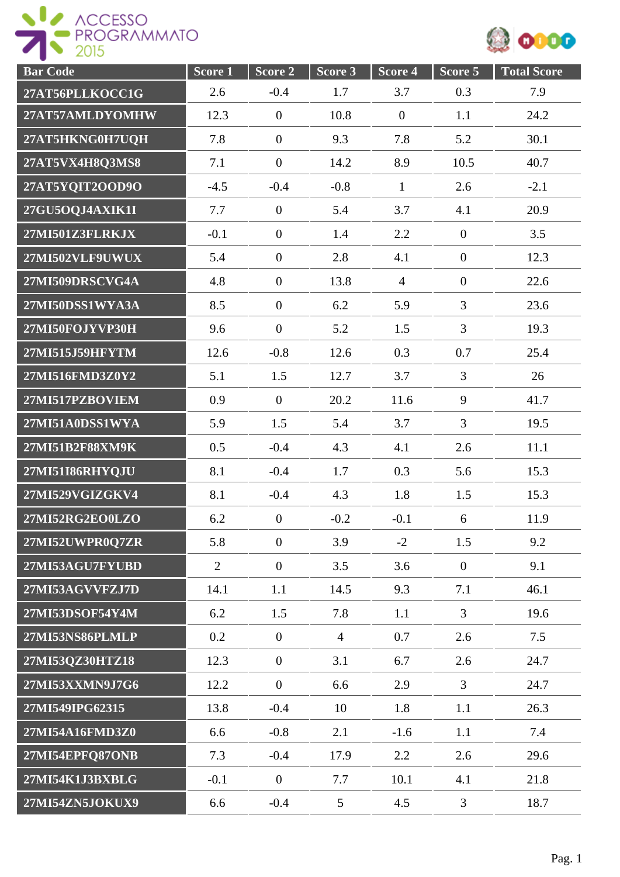ACCESSO PROGRAMMATO 2015

| Bar Code | Score 1 | Score 2 | Score 3 | Score 4 | Score 5 | Total Score |
|---|---|---|---|---|---|---|
| 27AT56PLLKOCC1G | 2.6 | -0.4 | 1.7 | 3.7 | 0.3 | 7.9 |
| 27AT57AMLDYOMHW | 12.3 | 0 | 10.8 | 0 | 1.1 | 24.2 |
| 27AT5HKNG0H7UQH | 7.8 | 0 | 9.3 | 7.8 | 5.2 | 30.1 |
| 27AT5VX4H8Q3MS8 | 7.1 | 0 | 14.2 | 8.9 | 10.5 | 40.7 |
| 27AT5YQIT2OOD9O | -4.5 | -0.4 | -0.8 | 1 | 2.6 | -2.1 |
| 27GU5OQJ4AXIK1I | 7.7 | 0 | 5.4 | 3.7 | 4.1 | 20.9 |
| 27MI501Z3FLRKJX | -0.1 | 0 | 1.4 | 2.2 | 0 | 3.5 |
| 27MI502VLF9UWUX | 5.4 | 0 | 2.8 | 4.1 | 0 | 12.3 |
| 27MI509DRSCVG4A | 4.8 | 0 | 13.8 | 4 | 0 | 22.6 |
| 27MI50DSS1WYA3A | 8.5 | 0 | 6.2 | 5.9 | 3 | 23.6 |
| 27MI50FOJYVP30H | 9.6 | 0 | 5.2 | 1.5 | 3 | 19.3 |
| 27MI515J59HFYTM | 12.6 | -0.8 | 12.6 | 0.3 | 0.7 | 25.4 |
| 27MI516FMD3Z0Y2 | 5.1 | 1.5 | 12.7 | 3.7 | 3 | 26 |
| 27MI517PZBOVIEM | 0.9 | 0 | 20.2 | 11.6 | 9 | 41.7 |
| 27MI51A0DSS1WYA | 5.9 | 1.5 | 5.4 | 3.7 | 3 | 19.5 |
| 27MI51B2F88XM9K | 0.5 | -0.4 | 4.3 | 4.1 | 2.6 | 11.1 |
| 27MI51I86RHYQJU | 8.1 | -0.4 | 1.7 | 0.3 | 5.6 | 15.3 |
| 27MI529VGIZGKV4 | 8.1 | -0.4 | 4.3 | 1.8 | 1.5 | 15.3 |
| 27MI52RG2EO0LZO | 6.2 | 0 | -0.2 | -0.1 | 6 | 11.9 |
| 27MI52UWPR0Q7ZR | 5.8 | 0 | 3.9 | -2 | 1.5 | 9.2 |
| 27MI53AGU7FYUBD | 2 | 0 | 3.5 | 3.6 | 0 | 9.1 |
| 27MI53AGVVFZJ7D | 14.1 | 1.1 | 14.5 | 9.3 | 7.1 | 46.1 |
| 27MI53DSOF54Y4M | 6.2 | 1.5 | 7.8 | 1.1 | 3 | 19.6 |
| 27MI53NS86PLMLP | 0.2 | 0 | 4 | 0.7 | 2.6 | 7.5 |
| 27MI53QZ30HTZ18 | 12.3 | 0 | 3.1 | 6.7 | 2.6 | 24.7 |
| 27MI53XXMN9J7G6 | 12.2 | 0 | 6.6 | 2.9 | 3 | 24.7 |
| 27MI549IPG62315 | 13.8 | -0.4 | 10 | 1.8 | 1.1 | 26.3 |
| 27MI54A16FMD3Z0 | 6.6 | -0.8 | 2.1 | -1.6 | 1.1 | 7.4 |
| 27MI54EPFQ87ONB | 7.3 | -0.4 | 17.9 | 2.2 | 2.6 | 29.6 |
| 27MI54K1J3BXBLG | -0.1 | 0 | 7.7 | 10.1 | 4.1 | 21.8 |
| 27MI54ZN5JOKUX9 | 6.6 | -0.4 | 5 | 4.5 | 3 | 18.7 |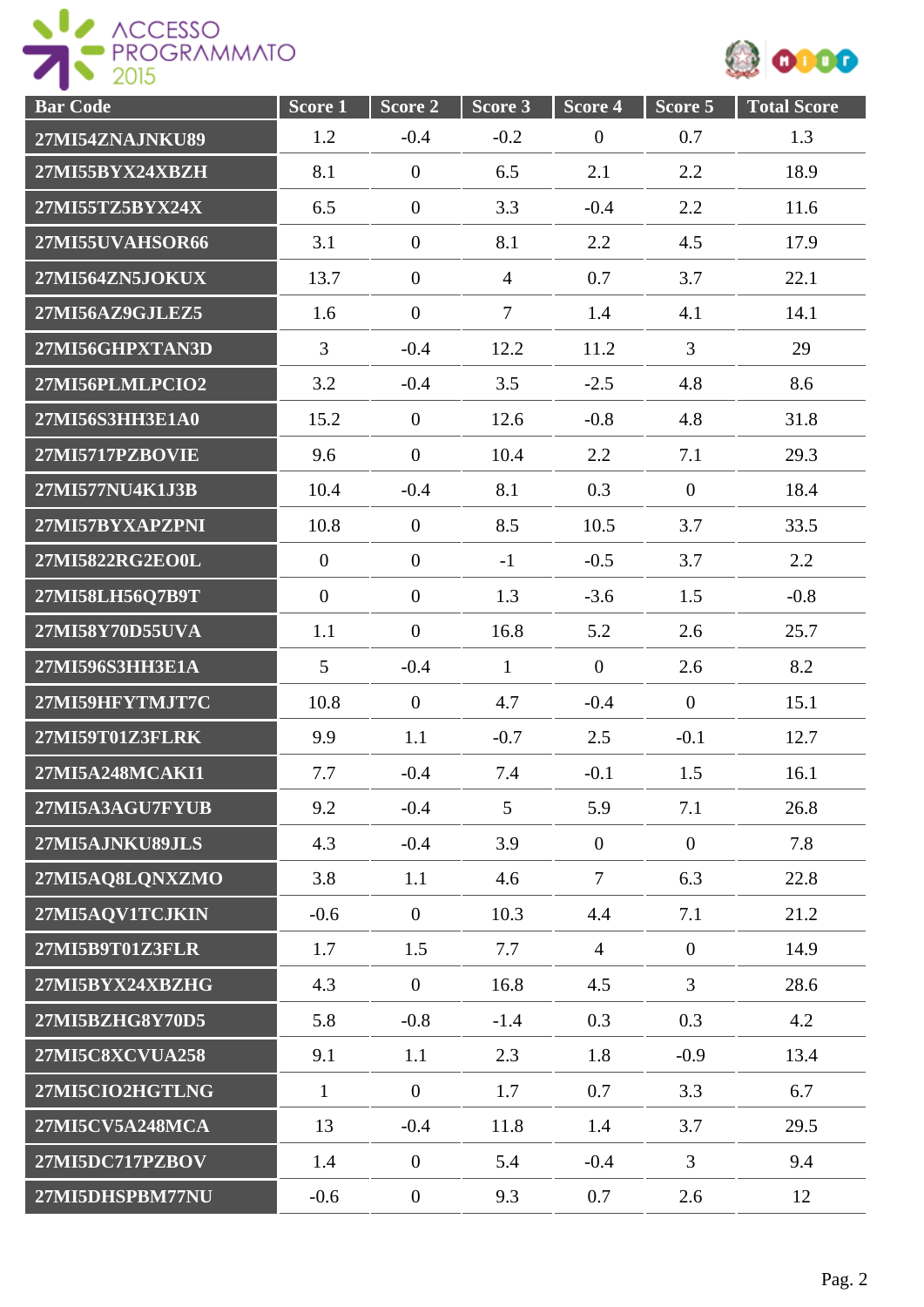| Bar Code | Score 1 | Score 2 | Score 3 | Score 4 | Score 5 | Total Score |
|---|---|---|---|---|---|---|
| 27MI54ZNAJNKU89 | 1.2 | -0.4 | -0.2 | 0 | 0.7 | 1.3 |
| 27MI55BYX24XBZH | 8.1 | 0 | 6.5 | 2.1 | 2.2 | 18.9 |
| 27MI55TZ5BYX24X | 6.5 | 0 | 3.3 | -0.4 | 2.2 | 11.6 |
| 27MI55UVAHSOR66 | 3.1 | 0 | 8.1 | 2.2 | 4.5 | 17.9 |
| 27MI564ZN5JOKUX | 13.7 | 0 | 4 | 0.7 | 3.7 | 22.1 |
| 27MI56AZ9GJLEZ5 | 1.6 | 0 | 7 | 1.4 | 4.1 | 14.1 |
| 27MI56GHPXTAN3D | 3 | -0.4 | 12.2 | 11.2 | 3 | 29 |
| 27MI56PLMLPCIO2 | 3.2 | -0.4 | 3.5 | -2.5 | 4.8 | 8.6 |
| 27MI56S3HH3E1A0 | 15.2 | 0 | 12.6 | -0.8 | 4.8 | 31.8 |
| 27MI5717PZBOVIE | 9.6 | 0 | 10.4 | 2.2 | 7.1 | 29.3 |
| 27MI577NU4K1J3B | 10.4 | -0.4 | 8.1 | 0.3 | 0 | 18.4 |
| 27MI57BYXAPZPNI | 10.8 | 0 | 8.5 | 10.5 | 3.7 | 33.5 |
| 27MI5822RG2EO0L | 0 | 0 | -1 | -0.5 | 3.7 | 2.2 |
| 27MI58LH56Q7B9T | 0 | 0 | 1.3 | -3.6 | 1.5 | -0.8 |
| 27MI58Y70D55UVA | 1.1 | 0 | 16.8 | 5.2 | 2.6 | 25.7 |
| 27MI596S3HH3E1A | 5 | -0.4 | 1 | 0 | 2.6 | 8.2 |
| 27MI59HFYTMJT7C | 10.8 | 0 | 4.7 | -0.4 | 0 | 15.1 |
| 27MI59T01Z3FLRK | 9.9 | 1.1 | -0.7 | 2.5 | -0.1 | 12.7 |
| 27MI5A248MCAKI1 | 7.7 | -0.4 | 7.4 | -0.1 | 1.5 | 16.1 |
| 27MI5A3AGU7FYUB | 9.2 | -0.4 | 5 | 5.9 | 7.1 | 26.8 |
| 27MI5AJNKU89JLS | 4.3 | -0.4 | 3.9 | 0 | 0 | 7.8 |
| 27MI5AQ8LQNXZMO | 3.8 | 1.1 | 4.6 | 7 | 6.3 | 22.8 |
| 27MI5AQV1TCJKIN | -0.6 | 0 | 10.3 | 4.4 | 7.1 | 21.2 |
| 27MI5B9T01Z3FLR | 1.7 | 1.5 | 7.7 | 4 | 0 | 14.9 |
| 27MI5BYX24XBZHG | 4.3 | 0 | 16.8 | 4.5 | 3 | 28.6 |
| 27MI5BZHG8Y70D5 | 5.8 | -0.8 | -1.4 | 0.3 | 0.3 | 4.2 |
| 27MI5C8XCVUA258 | 9.1 | 1.1 | 2.3 | 1.8 | -0.9 | 13.4 |
| 27MI5CIO2HGTLNG | 1 | 0 | 1.7 | 0.7 | 3.3 | 6.7 |
| 27MI5CV5A248MCA | 13 | -0.4 | 11.8 | 1.4 | 3.7 | 29.5 |
| 27MI5DC717PZBOV | 1.4 | 0 | 5.4 | -0.4 | 3 | 9.4 |
| 27MI5DHSPBM77NU | -0.6 | 0 | 9.3 | 0.7 | 2.6 | 12 |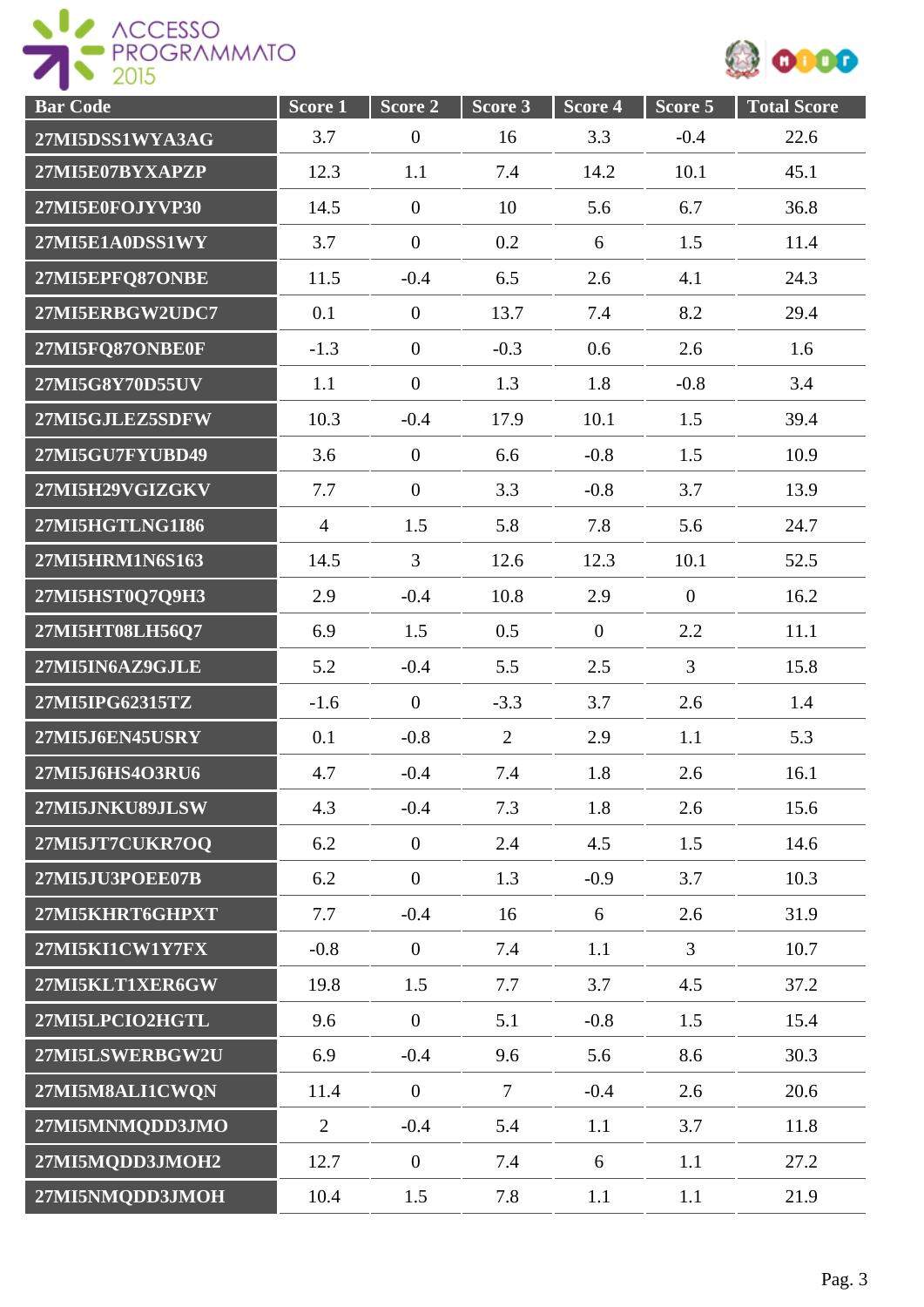| Bar Code | Score 1 | Score 2 | Score 3 | Score 4 | Score 5 | Total Score |
|---|---|---|---|---|---|---|
| 27MI5DSS1WYA3AG | 3.7 | 0 | 16 | 3.3 | -0.4 | 22.6 |
| 27MI5E07BYXAPZP | 12.3 | 1.1 | 7.4 | 14.2 | 10.1 | 45.1 |
| 27MI5E0FOJYVP30 | 14.5 | 0 | 10 | 5.6 | 6.7 | 36.8 |
| 27MI5E1A0DSS1WY | 3.7 | 0 | 0.2 | 6 | 1.5 | 11.4 |
| 27MI5EPFQ87ONBE | 11.5 | -0.4 | 6.5 | 2.6 | 4.1 | 24.3 |
| 27MI5ERBGW2UDC7 | 0.1 | 0 | 13.7 | 7.4 | 8.2 | 29.4 |
| 27MI5FQ87ONBE0F | -1.3 | 0 | -0.3 | 0.6 | 2.6 | 1.6 |
| 27MI5G8Y70D55UV | 1.1 | 0 | 1.3 | 1.8 | -0.8 | 3.4 |
| 27MI5GJLEZ5SDFW | 10.3 | -0.4 | 17.9 | 10.1 | 1.5 | 39.4 |
| 27MI5GU7FYUBD49 | 3.6 | 0 | 6.6 | -0.8 | 1.5 | 10.9 |
| 27MI5H29VGIZGKV | 7.7 | 0 | 3.3 | -0.8 | 3.7 | 13.9 |
| 27MI5HGTLNG1I86 | 4 | 1.5 | 5.8 | 7.8 | 5.6 | 24.7 |
| 27MI5HRM1N6S163 | 14.5 | 3 | 12.6 | 12.3 | 10.1 | 52.5 |
| 27MI5HST0Q7Q9H3 | 2.9 | -0.4 | 10.8 | 2.9 | 0 | 16.2 |
| 27MI5HT08LH56Q7 | 6.9 | 1.5 | 0.5 | 0 | 2.2 | 11.1 |
| 27MI5IN6AZ9GJLE | 5.2 | -0.4 | 5.5 | 2.5 | 3 | 15.8 |
| 27MI5IPG62315TZ | -1.6 | 0 | -3.3 | 3.7 | 2.6 | 1.4 |
| 27MI5J6EN45USRY | 0.1 | -0.8 | 2 | 2.9 | 1.1 | 5.3 |
| 27MI5J6HS4O3RU6 | 4.7 | -0.4 | 7.4 | 1.8 | 2.6 | 16.1 |
| 27MI5JNKU89JLSW | 4.3 | -0.4 | 7.3 | 1.8 | 2.6 | 15.6 |
| 27MI5JT7CUKR7OQ | 6.2 | 0 | 2.4 | 4.5 | 1.5 | 14.6 |
| 27MI5JU3POEE07B | 6.2 | 0 | 1.3 | -0.9 | 3.7 | 10.3 |
| 27MI5KHRT6GHPXT | 7.7 | -0.4 | 16 | 6 | 2.6 | 31.9 |
| 27MI5KI1CW1Y7FX | -0.8 | 0 | 7.4 | 1.1 | 3 | 10.7 |
| 27MI5KLT1XER6GW | 19.8 | 1.5 | 7.7 | 3.7 | 4.5 | 37.2 |
| 27MI5LPCIO2HGTL | 9.6 | 0 | 5.1 | -0.8 | 1.5 | 15.4 |
| 27MI5LSWERBGW2U | 6.9 | -0.4 | 9.6 | 5.6 | 8.6 | 30.3 |
| 27MI5M8ALI1CWQN | 11.4 | 0 | 7 | -0.4 | 2.6 | 20.6 |
| 27MI5MNMQDD3JMO | 2 | -0.4 | 5.4 | 1.1 | 3.7 | 11.8 |
| 27MI5MQDD3JMOH2 | 12.7 | 0 | 7.4 | 6 | 1.1 | 27.2 |
| 27MI5NMQDD3JMOH | 10.4 | 1.5 | 7.8 | 1.1 | 1.1 | 21.9 |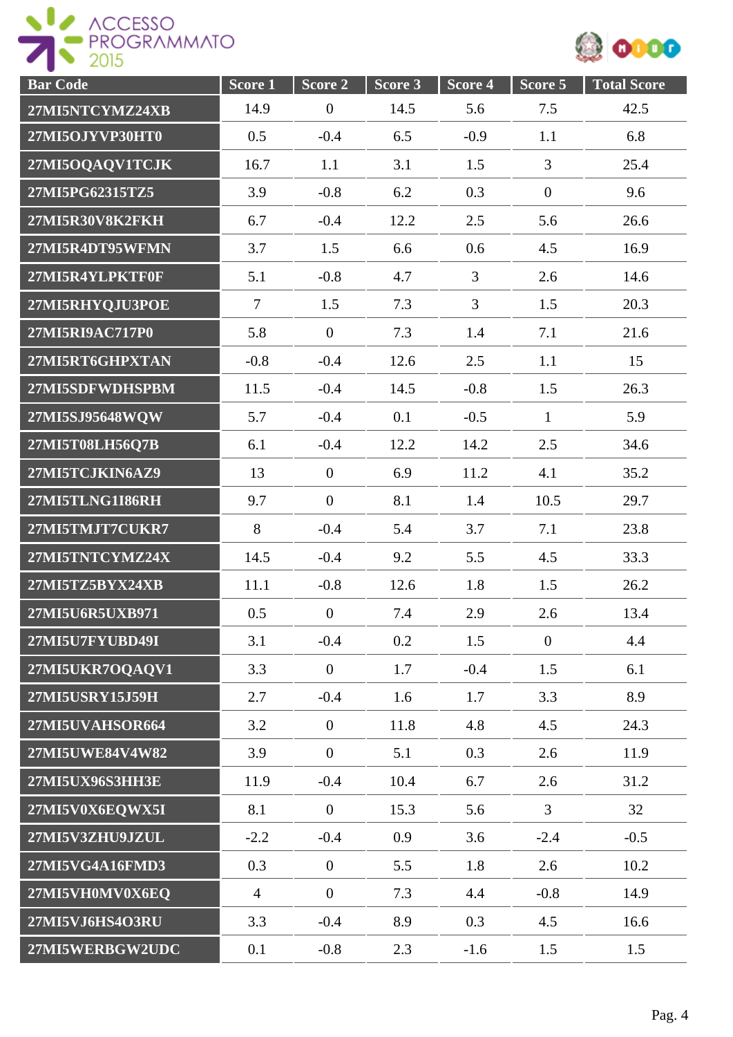| Bar Code | Score 1 | Score 2 | Score 3 | Score 4 | Score 5 | Total Score |
|---|---|---|---|---|---|---|
| 27MI5NTCYMZ24XB | 14.9 | 0 | 14.5 | 5.6 | 7.5 | 42.5 |
| 27MI5OJYVP30HT0 | 0.5 | -0.4 | 6.5 | -0.9 | 1.1 | 6.8 |
| 27MI5OQAQV1TCJK | 16.7 | 1.1 | 3.1 | 1.5 | 3 | 25.4 |
| 27MI5PG62315TZ5 | 3.9 | -0.8 | 6.2 | 0.3 | 0 | 9.6 |
| 27MI5R30V8K2FKH | 6.7 | -0.4 | 12.2 | 2.5 | 5.6 | 26.6 |
| 27MI5R4DT95WFMN | 3.7 | 1.5 | 6.6 | 0.6 | 4.5 | 16.9 |
| 27MI5R4YLPKTF0F | 5.1 | -0.8 | 4.7 | 3 | 2.6 | 14.6 |
| 27MI5RHYQJU3POE | 7 | 1.5 | 7.3 | 3 | 1.5 | 20.3 |
| 27MI5RI9AC717P0 | 5.8 | 0 | 7.3 | 1.4 | 7.1 | 21.6 |
| 27MI5RT6GHPXTAN | -0.8 | -0.4 | 12.6 | 2.5 | 1.1 | 15 |
| 27MI5SDFWDHSPBM | 11.5 | -0.4 | 14.5 | -0.8 | 1.5 | 26.3 |
| 27MI5SJ95648WQW | 5.7 | -0.4 | 0.1 | -0.5 | 1 | 5.9 |
| 27MI5T08LH56Q7B | 6.1 | -0.4 | 12.2 | 14.2 | 2.5 | 34.6 |
| 27MI5TCJKIN6AZ9 | 13 | 0 | 6.9 | 11.2 | 4.1 | 35.2 |
| 27MI5TLNG1I86RH | 9.7 | 0 | 8.1 | 1.4 | 10.5 | 29.7 |
| 27MI5TMJT7CUKR7 | 8 | -0.4 | 5.4 | 3.7 | 7.1 | 23.8 |
| 27MI5TNTCYMZ24X | 14.5 | -0.4 | 9.2 | 5.5 | 4.5 | 33.3 |
| 27MI5TZ5BYX24XB | 11.1 | -0.8 | 12.6 | 1.8 | 1.5 | 26.2 |
| 27MI5U6R5UXB971 | 0.5 | 0 | 7.4 | 2.9 | 2.6 | 13.4 |
| 27MI5U7FYUBD49I | 3.1 | -0.4 | 0.2 | 1.5 | 0 | 4.4 |
| 27MI5UKR7OQAQV1 | 3.3 | 0 | 1.7 | -0.4 | 1.5 | 6.1 |
| 27MI5USRY15J59H | 2.7 | -0.4 | 1.6 | 1.7 | 3.3 | 8.9 |
| 27MI5UVAHSOR664 | 3.2 | 0 | 11.8 | 4.8 | 4.5 | 24.3 |
| 27MI5UWE84V4W82 | 3.9 | 0 | 5.1 | 0.3 | 2.6 | 11.9 |
| 27MI5UX96S3HH3E | 11.9 | -0.4 | 10.4 | 6.7 | 2.6 | 31.2 |
| 27MI5V0X6EQWX5I | 8.1 | 0 | 15.3 | 5.6 | 3 | 32 |
| 27MI5V3ZHU9JZUL | -2.2 | -0.4 | 0.9 | 3.6 | -2.4 | -0.5 |
| 27MI5VG4A16FMD3 | 0.3 | 0 | 5.5 | 1.8 | 2.6 | 10.2 |
| 27MI5VH0MV0X6EQ | 4 | 0 | 7.3 | 4.4 | -0.8 | 14.9 |
| 27MI5VJ6HS4O3RU | 3.3 | -0.4 | 8.9 | 0.3 | 4.5 | 16.6 |
| 27MI5WERBGW2UDC | 0.1 | -0.8 | 2.3 | -1.6 | 1.5 | 1.5 |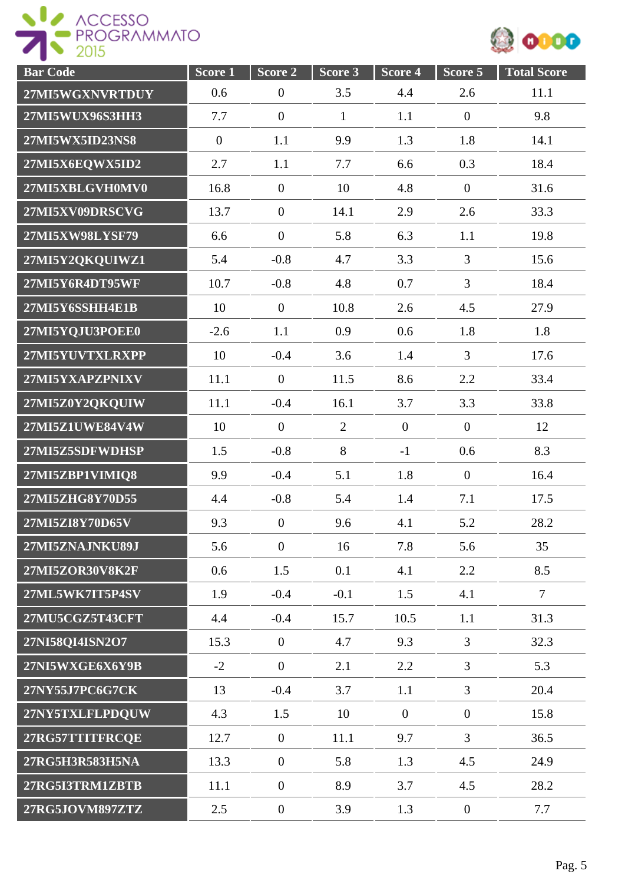| Bar Code | Score 1 | Score 2 | Score 3 | Score 4 | Score 5 | Total Score |
|---|---|---|---|---|---|---|
| 27MI5WGXNVRTDUY | 0.6 | 0 | 3.5 | 4.4 | 2.6 | 11.1 |
| 27MI5WUX96S3HH3 | 7.7 | 0 | 1 | 1.1 | 0 | 9.8 |
| 27MI5WX5ID23NS8 | 0 | 1.1 | 9.9 | 1.3 | 1.8 | 14.1 |
| 27MI5X6EQWX5ID2 | 2.7 | 1.1 | 7.7 | 6.6 | 0.3 | 18.4 |
| 27MI5XBLGVH0MV0 | 16.8 | 0 | 10 | 4.8 | 0 | 31.6 |
| 27MI5XV09DRSCVG | 13.7 | 0 | 14.1 | 2.9 | 2.6 | 33.3 |
| 27MI5XW98LYSF79 | 6.6 | 0 | 5.8 | 6.3 | 1.1 | 19.8 |
| 27MI5Y2QKQUIWZ1 | 5.4 | -0.8 | 4.7 | 3.3 | 3 | 15.6 |
| 27MI5Y6R4DT95WF | 10.7 | -0.8 | 4.8 | 0.7 | 3 | 18.4 |
| 27MI5Y6SSHH4E1B | 10 | 0 | 10.8 | 2.6 | 4.5 | 27.9 |
| 27MI5YQJU3POEE0 | -2.6 | 1.1 | 0.9 | 0.6 | 1.8 | 1.8 |
| 27MI5YUVTXLRXPP | 10 | -0.4 | 3.6 | 1.4 | 3 | 17.6 |
| 27MI5YXAPZPNIXV | 11.1 | 0 | 11.5 | 8.6 | 2.2 | 33.4 |
| 27MI5Z0Y2QKQUIW | 11.1 | -0.4 | 16.1 | 3.7 | 3.3 | 33.8 |
| 27MI5Z1UWE84V4W | 10 | 0 | 2 | 0 | 0 | 12 |
| 27MI5Z5SDFWDHSP | 1.5 | -0.8 | 8 | -1 | 0.6 | 8.3 |
| 27MI5ZBP1VIMIQ8 | 9.9 | -0.4 | 5.1 | 1.8 | 0 | 16.4 |
| 27MI5ZHG8Y70D55 | 4.4 | -0.8 | 5.4 | 1.4 | 7.1 | 17.5 |
| 27MI5ZI8Y70D65V | 9.3 | 0 | 9.6 | 4.1 | 5.2 | 28.2 |
| 27MI5ZNAJNKU89J | 5.6 | 0 | 16 | 7.8 | 5.6 | 35 |
| 27MI5ZOR30V8K2F | 0.6 | 1.5 | 0.1 | 4.1 | 2.2 | 8.5 |
| 27ML5WK7IT5P4SV | 1.9 | -0.4 | -0.1 | 1.5 | 4.1 | 7 |
| 27MU5CGZ5T43CFT | 4.4 | -0.4 | 15.7 | 10.5 | 1.1 | 31.3 |
| 27NI58QI4ISN2O7 | 15.3 | 0 | 4.7 | 9.3 | 3 | 32.3 |
| 27NI5WXGE6X6Y9B | -2 | 0 | 2.1 | 2.2 | 3 | 5.3 |
| 27NY55J7PC6G7CK | 13 | -0.4 | 3.7 | 1.1 | 3 | 20.4 |
| 27NY5TXLFLPDQUW | 4.3 | 1.5 | 10 | 0 | 0 | 15.8 |
| 27RG57TTITFRCQE | 12.7 | 0 | 11.1 | 9.7 | 3 | 36.5 |
| 27RG5H3R583H5NA | 13.3 | 0 | 5.8 | 1.3 | 4.5 | 24.9 |
| 27RG5I3TRM1ZBTB | 11.1 | 0 | 8.9 | 3.7 | 4.5 | 28.2 |
| 27RG5JOVM897ZTZ | 2.5 | 0 | 3.9 | 1.3 | 0 | 7.7 |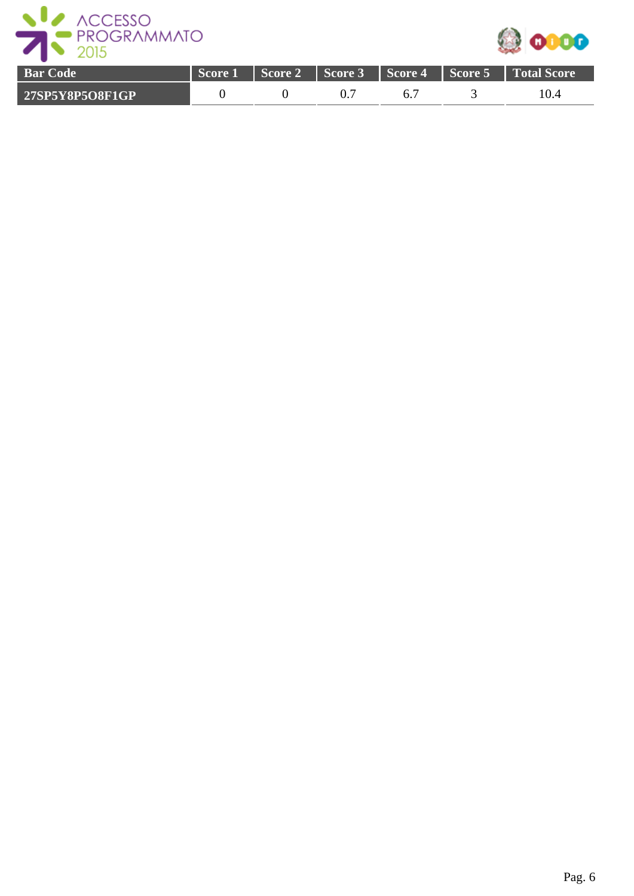| Bar Code | Score 1 | Score 2 | Score 3 | Score 4 | Score 5 | Total Score |
| --- | --- | --- | --- | --- | --- | --- |
| 27SP5Y8P5O8F1GP | 0 | 0 | 0.7 | 6.7 | 3 | 10.4 |